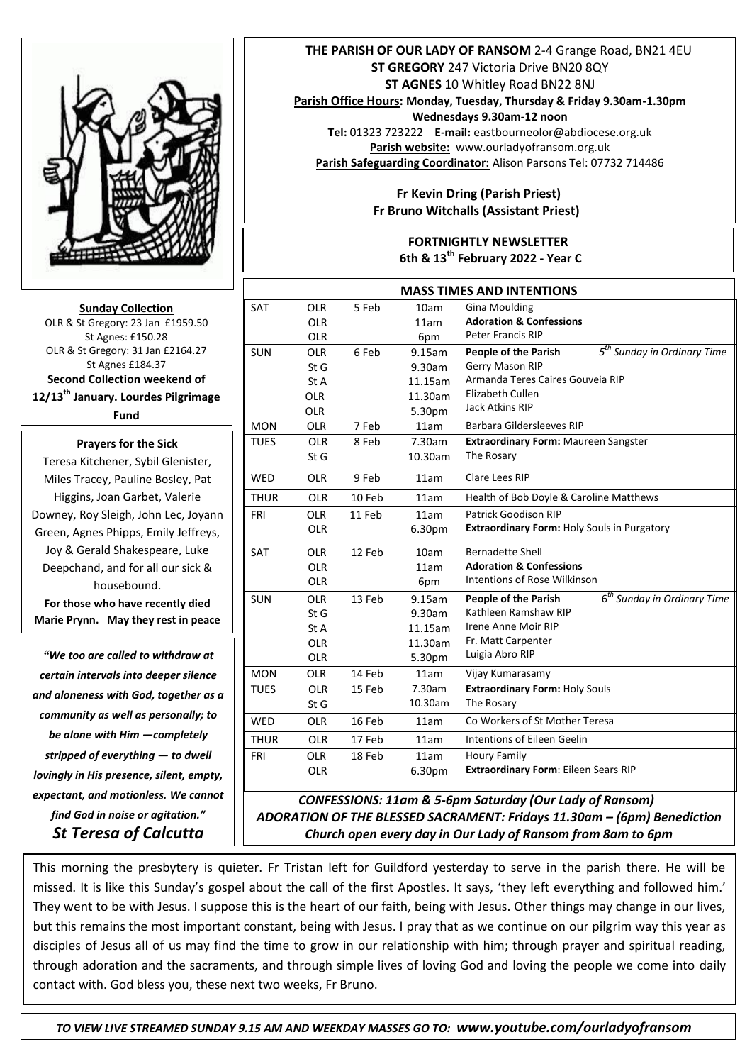**THE PARISH OF OUR LADY OF RANSOM** 2-4 Grange Road, BN21 4EU
**ST GREGORY** 247 Victoria Drive BN20 8QY
**ST AGNES** 10 Whitley Road BN22 8NJ
**Parish Office Hours: Monday, Tuesday, Thursday & Friday 9.30am-1.30pm**
**Wednesdays 9.30am-12 noon**
**Tel:** 01323 723222 **E-mail:** eastbourneolor@abdiocese.org.uk
**Parish website:** www.ourladyofransom.org.uk
**Parish Safeguarding Coordinator:** Alison Parsons Tel: 07732 714486

**Fr Kevin Dring (Parish Priest)**
**Fr Bruno Witchalls (Assistant Priest)**

**FORTNIGHTLY NEWSLETTER**
**6th & 13th February 2022 - Year C**

**Sunday Collection**
OLR & St Gregory: 23 Jan £1959.50
St Agnes: £150.28
OLR & St Gregory: 31 Jan £2164.27
St Agnes £184.37
**Second Collection weekend of 12/13th January. Lourdes Pilgrimage Fund**

**Prayers for the Sick**
Teresa Kitchener, Sybil Glenister, Miles Tracey, Pauline Bosley, Pat Higgins, Joan Garbet, Valerie Downey, Roy Sleigh, John Lec, Joyann Green, Agnes Phipps, Emily Jeffreys, Joy & Gerald Shakespeare, Luke Deepchand, and for all our sick & housebound.
**For those who have recently died Marie Prynn. May they rest in peace**

***"We too are called to withdraw at certain intervals into deeper silence and aloneness with God, together as a community as well as personally; to be alone with Him —completely stripped of everything — to dwell lovingly in His presence, silent, empty, expectant, and motionless. We cannot find God in noise or agitation."***
***St Teresa of Calcutta***

## MASS TIMES AND INTENTIONS

| | | | | |
|---|---|---|---|---|
| SAT | OLR<br>OLR<br>OLR | 5 Feb | 10am<br>11am<br>6pm | Gina Moulding<br>**Adoration & Confessions**<br>Peter Francis RIP |
| SUN | OLR<br>St G<br>St A<br>OLR<br>OLR | 6 Feb | 9.15am<br>9.30am<br>11.15am<br>11.30am<br>5.30pm | **People of the Parish** *5th Sunday in Ordinary Time*<br>Gerry Mason RIP<br>Armanda Teres Caires Gouveia RIP<br>Elizabeth Cullen<br>Jack Atkins RIP |
| MON | OLR | 7 Feb | 11am | Barbara Gildersleeves RIP |
| TUES | OLR<br>St G | 8 Feb | 7.30am<br>10.30am | **Extraordinary Form:** Maureen Sangster<br>The Rosary |
| WED | OLR | 9 Feb | 11am | Clare Lees RIP |
| THUR | OLR | 10 Feb | 11am | Health of Bob Doyle & Caroline Matthews |
| FRI | OLR<br>OLR | 11 Feb | 11am<br>6.30pm | Patrick Goodison RIP<br>**Extraordinary Form:** Holy Souls in Purgatory |
| SAT | OLR<br>OLR<br>OLR | 12 Feb | 10am<br>11am<br>6pm | Bernadette Shell<br>**Adoration & Confessions**<br>Intentions of Rose Wilkinson |
| SUN | OLR<br>St G<br>St A<br>OLR<br>OLR | 13 Feb | 9.15am<br>9.30am<br>11.15am<br>11.30am<br>5.30pm | **People of the Parish** *6th Sunday in Ordinary Time*<br>Kathleen Ramshaw RIP<br>Irene Anne Moir RIP<br>Fr. Matt Carpenter<br>Luigia Abro RIP |
| MON | OLR | 14 Feb | 11am | Vijay Kumarasamy |
| TUES | OLR<br>St G | 15 Feb | 7.30am<br>10.30am | **Extraordinary Form:** Holy Souls<br>The Rosary |
| WED | OLR | 16 Feb | 11am | Co Workers of St Mother Teresa |
| THUR | OLR | 17 Feb | 11am | Intentions of Eileen Geelin |
| FRI | OLR<br>OLR | 18 Feb | 11am<br>6.30pm | Houry Family<br>**Extraordinary Form**: Eileen Sears RIP |

***CONFESSIONS: 11am & 5-6pm Saturday (Our Lady of Ransom)***
***ADORATION OF THE BLESSED SACRAMENT: Fridays 11.30am – (6pm) Benediction***
***Church open every day in Our Lady of Ransom from 8am to 6pm***

This morning the presbytery is quieter. Fr Tristan left for Guildford yesterday to serve in the parish there. He will be missed. It is like this Sunday's gospel about the call of the first Apostles. It says, 'they left everything and followed him.' They went to be with Jesus. I suppose this is the heart of our faith, being with Jesus. Other things may change in our lives, but this remains the most important constant, being with Jesus. I pray that as we continue on our pilgrim way this year as disciples of Jesus all of us may find the time to grow in our relationship with him; through prayer and spiritual reading, through adoration and the sacraments, and through simple lives of loving God and loving the people we come into daily contact with. God bless you, these next two weeks, Fr Bruno.

*TO VIEW LIVE STREAMED SUNDAY 9.15 AM AND WEEKDAY MASSES GO TO:* ***www.youtube.com/ourladyofransom***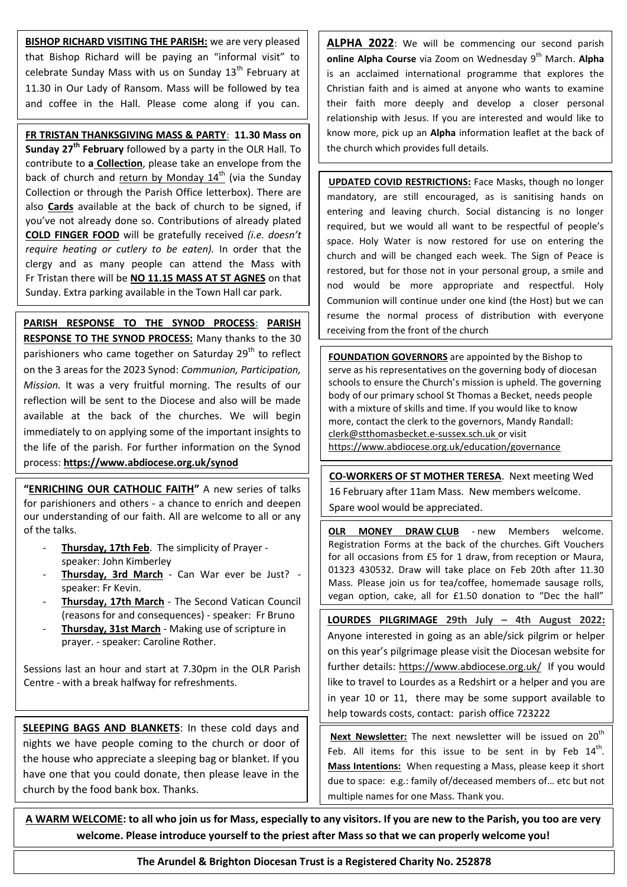**BISHOP RICHARD VISITING THE PARISH:** we are very pleased that Bishop Richard will be paying an "informal visit" to celebrate Sunday Mass with us on Sunday 13th February at 11.30 in Our Lady of Ransom. Mass will be followed by tea and coffee in the Hall. Please come along if you can.

**FR TRISTAN THANKSGIVING MASS & PARTY: 11.30 Mass on Sunday 27th February** followed by a party in the OLR Hall. To contribute to **a Collection**, please take an envelope from the back of church and return by Monday 14th (via the Sunday Collection or through the Parish Office letterbox). There are also **Cards** available at the back of church to be signed, if you've not already done so. Contributions of already plated **COLD FINGER FOOD** will be gratefully received *(i.e. doesn't require heating or cutlery to be eaten).* In order that the clergy and as many people can attend the Mass with Fr Tristan there will be **NO 11.15 MASS AT ST AGNES** on that Sunday. Extra parking available in the Town Hall car park.

**PARISH RESPONSE TO THE SYNOD PROCESS: PARISH RESPONSE TO THE SYNOD PROCESS:** Many thanks to the 30 parishioners who came together on Saturday 29th to reflect on the 3 areas for the 2023 Synod: *Communion, Participation, Mission.* It was a very fruitful morning. The results of our reflection will be sent to the Diocese and also will be made available at the back of the churches. We will begin immediately to on applying some of the important insights to the life of the parish. For further information on the Synod process: **https://www.abdiocese.org.uk/synod**

**"ENRICHING OUR CATHOLIC FAITH"** A new series of talks for parishioners and others - a chance to enrich and deepen our understanding of our faith. All are welcome to all or any of the talks.

- **Thursday, 17th Feb**. The simplicity of Prayer - speaker: John Kimberley
- **Thursday, 3rd March** - Can War ever be Just? - speaker: Fr Kevin.
- **Thursday, 17th March** - The Second Vatican Council (reasons for and consequences) - speaker: Fr Bruno
- **Thursday, 31st March** - Making use of scripture in prayer. - speaker: Caroline Rother.

Sessions last an hour and start at 7.30pm in the OLR Parish Centre - with a break halfway for refreshments.

**SLEEPING BAGS AND BLANKETS**: In these cold days and nights we have people coming to the church or door of the house who appreciate a sleeping bag or blanket. If you have one that you could donate, then please leave in the church by the food bank box. Thanks.

**ALPHA 2022**: We will be commencing our second parish **online Alpha Course** via Zoom on Wednesday 9th March. **Alpha** is an acclaimed international programme that explores the Christian faith and is aimed at anyone who wants to examine their faith more deeply and develop a closer personal relationship with Jesus. If you are interested and would like to know more, pick up an **Alpha** information leaflet at the back of the church which provides full details.

**UPDATED COVID RESTRICTIONS:** Face Masks, though no longer mandatory, are still encouraged, as is sanitising hands on entering and leaving church. Social distancing is no longer required, but we would all want to be respectful of people's space. Holy Water is now restored for use on entering the church and will be changed each week. The Sign of Peace is restored, but for those not in your personal group, a smile and nod would be more appropriate and respectful. Holy Communion will continue under one kind (the Host) but we can resume the normal process of distribution with everyone receiving from the front of the church

**FOUNDATION GOVERNORS** are appointed by the Bishop to serve as his representatives on the governing body of diocesan schools to ensure the Church's mission is upheld. The governing body of our primary school St Thomas a Becket, needs people with a mixture of skills and time. If you would like to know more, contact the clerk to the governors, Mandy Randall: clerk@stthomasbecket.e-sussex.sch.uk or visit https://www.abdiocese.org.uk/education/governance

**CO-WORKERS OF ST MOTHER TERESA**. Next meeting Wed 16 February after 11am Mass. New members welcome. Spare wool would be appreciated.

**OLR MONEY DRAW CLUB** - new Members welcome. Registration Forms at the back of the churches. Gift Vouchers for all occasions from £5 for 1 draw, from reception or Maura, 01323 430532. Draw will take place on Feb 20th after 11.30 Mass. Please join us for tea/coffee, homemade sausage rolls, vegan option, cake, all for £1.50 donation to "Dec the hall"

**LOURDES PILGRIMAGE 29th July – 4th August 2022:** Anyone interested in going as an able/sick pilgrim or helper on this year's pilgrimage please visit the Diocesan website for further details: https://www.abdiocese.org.uk/ If you would like to travel to Lourdes as a Redshirt or a helper and you are in year 10 or 11, there may be some support available to help towards costs, contact: parish office 723222

**Next Newsletter:** The next newsletter will be issued on 20th Feb. All items for this issue to be sent in by Feb 14th. **Mass Intentions:** When requesting a Mass, please keep it short due to space: e.g.: family of/deceased members of… etc but not multiple names for one Mass. Thank you.

**A WARM WELCOME: to all who join us for Mass, especially to any visitors. If you are new to the Parish, you too are very welcome. Please introduce yourself to the priest after Mass so that we can properly welcome you!**

**The Arundel & Brighton Diocesan Trust is a Registered Charity No. 252878**